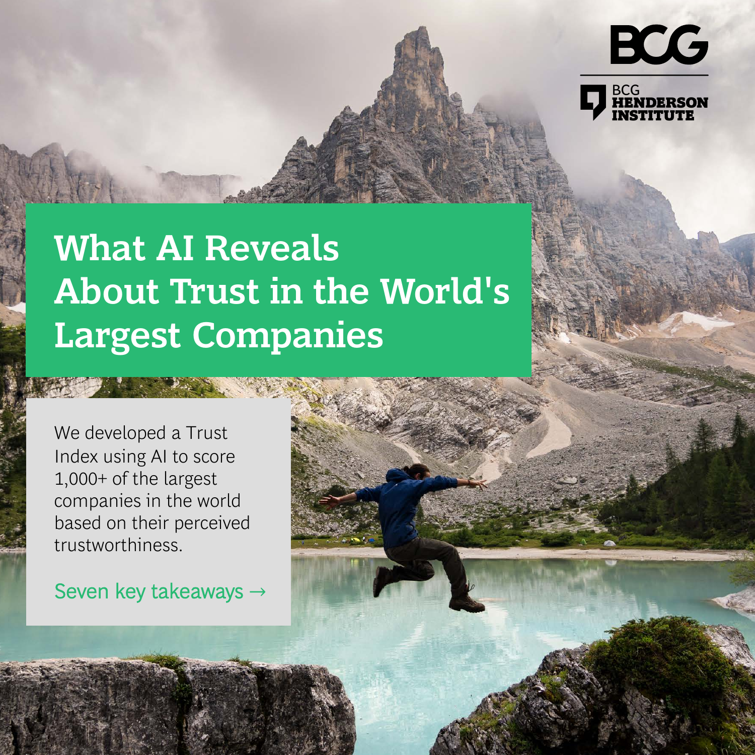BCG

BCG HENDERSON INSTITUTE

# What AI Reveals About Trust in the World's Largest Companies

We developed a Trust Index using AI to score 1,000+ of the largest companies in the world based on their perceived trustworthiness.

Seven key takeaways →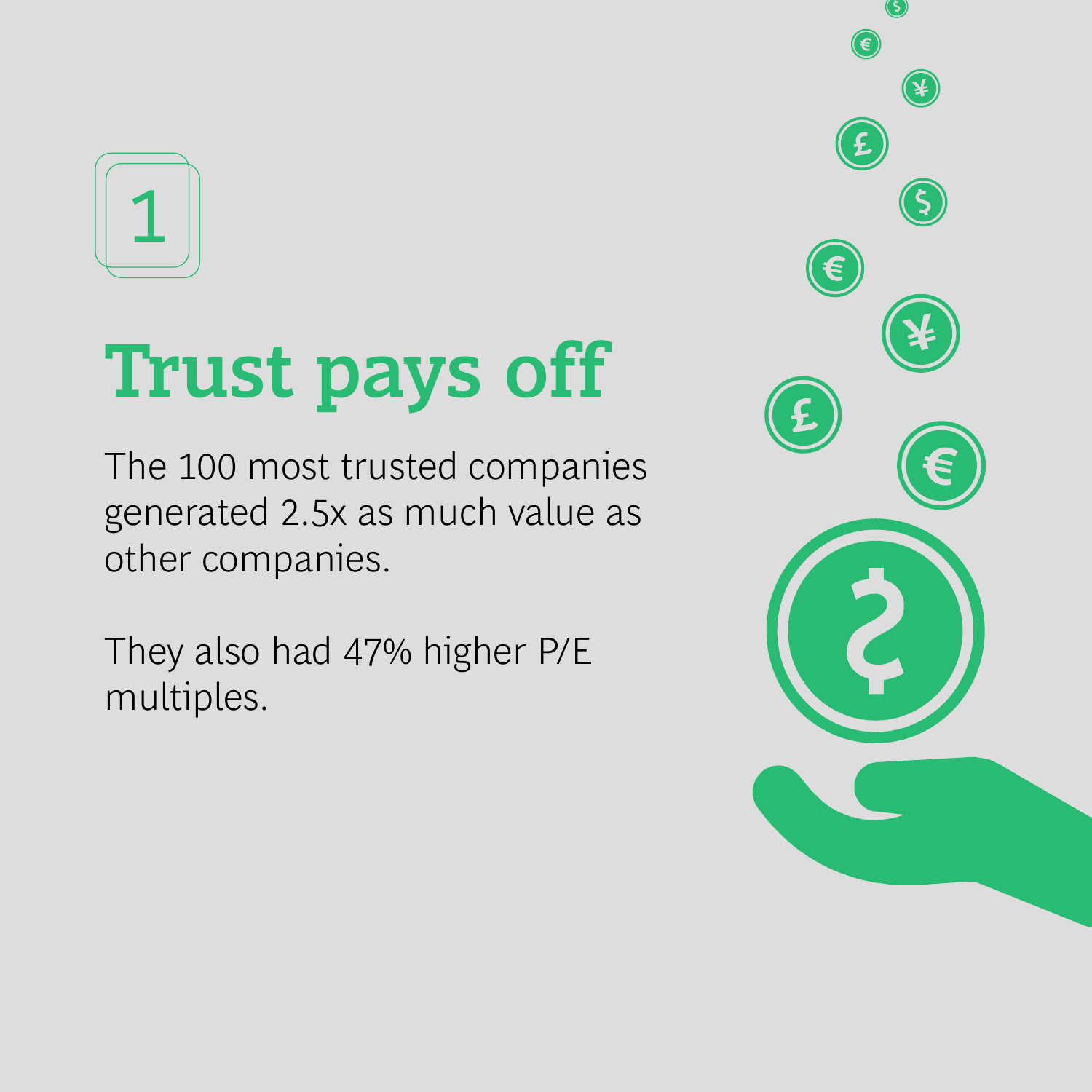1

# Trust pays off

The 100 most trusted companies generated 2.5x as much value as other companies.

They also had 47% higher P/E multiples.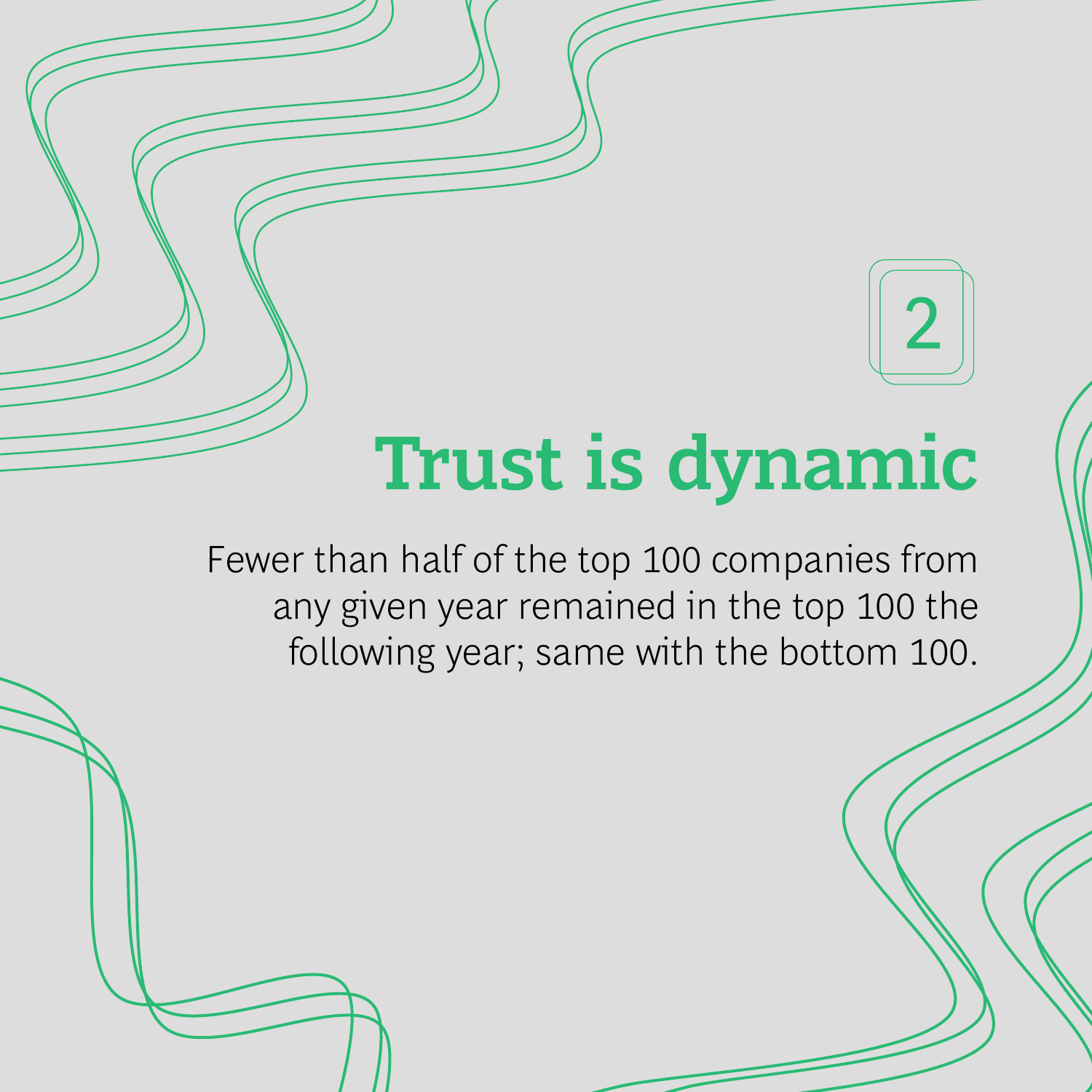2

# Trust is dynamic

Fewer than half of the top 100 companies from any given year remained in the top 100 the following year; same with the bottom 100.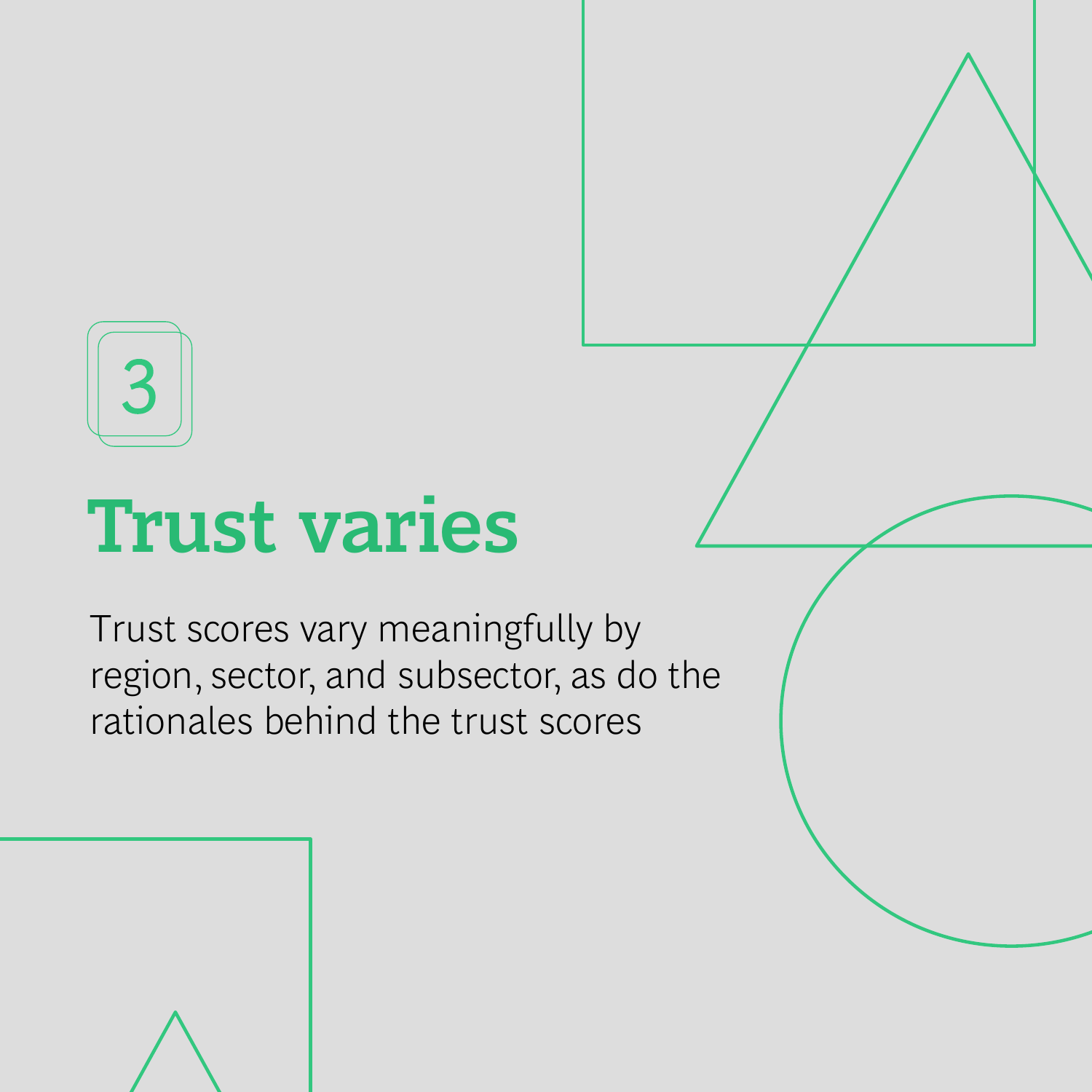3

# Trust varies

Trust scores vary meaningfully by region, sector, and subsector, as do the rationales behind the trust scores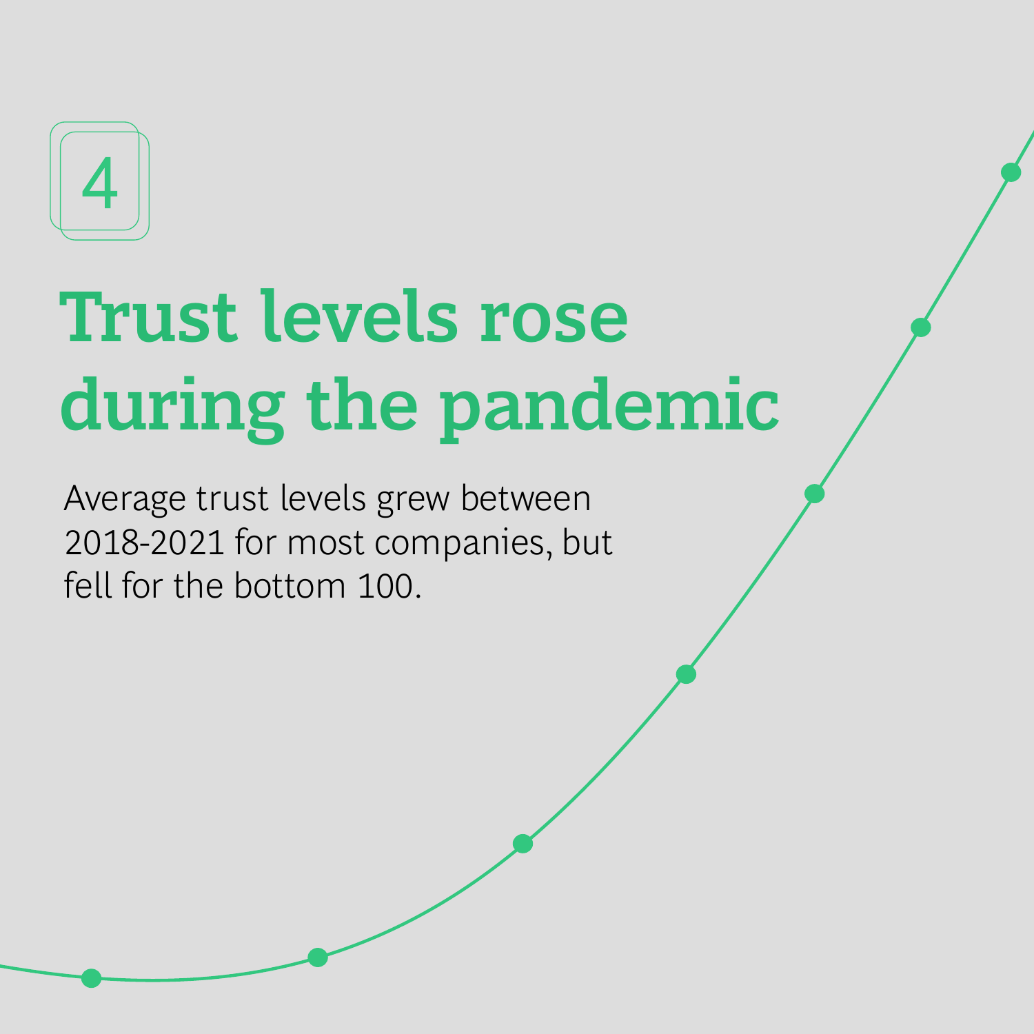4

# Trust levels rose during the pandemic

Average trust levels grew between 2018-2021 for most companies, but fell for the bottom 100.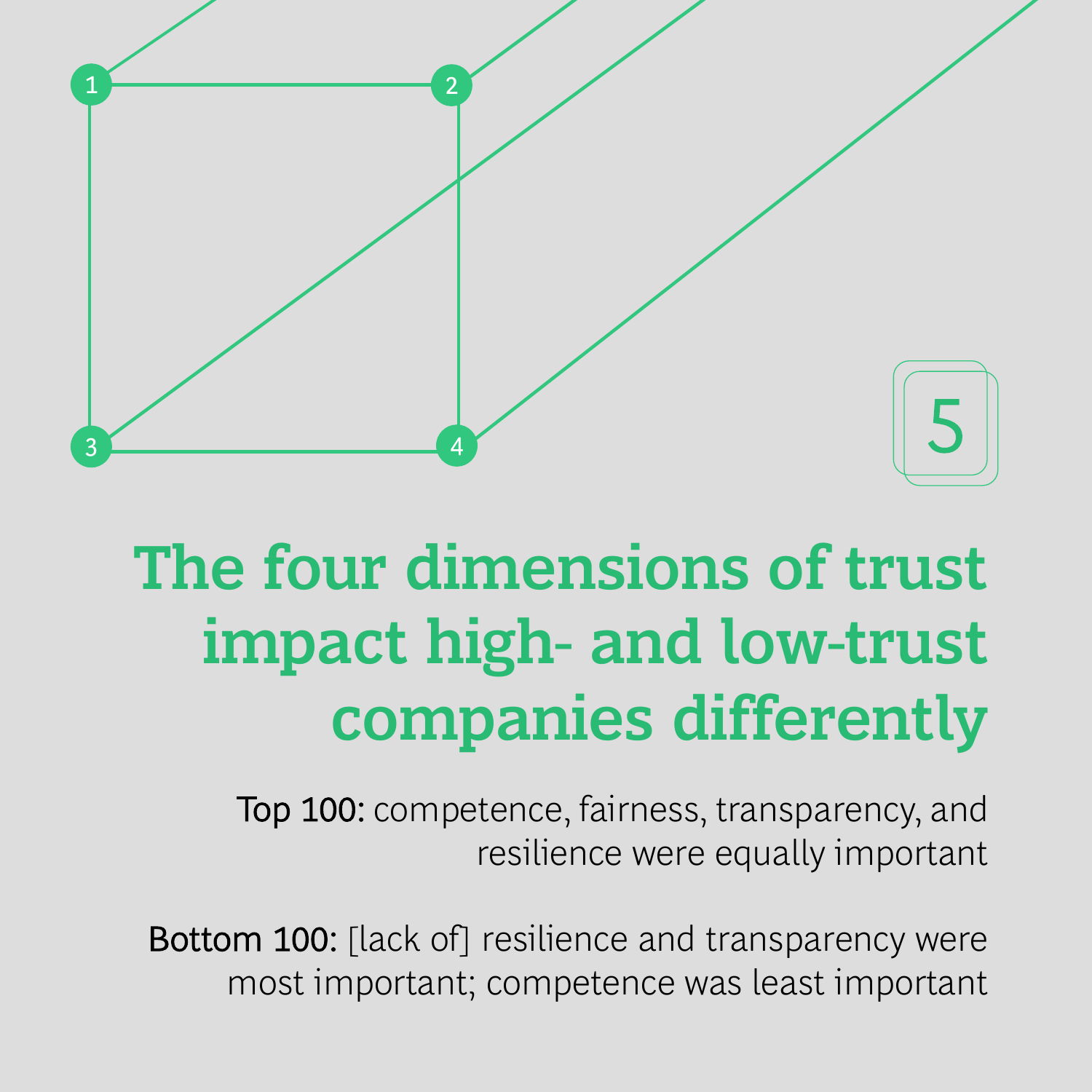5

# The four dimensions of trust impact high- and low-trust companies differently

**Top 100:** competence, fairness, transparency, and resilience were equally important

**Bottom 100:** [lack of] resilience and transparency were most important; competence was least important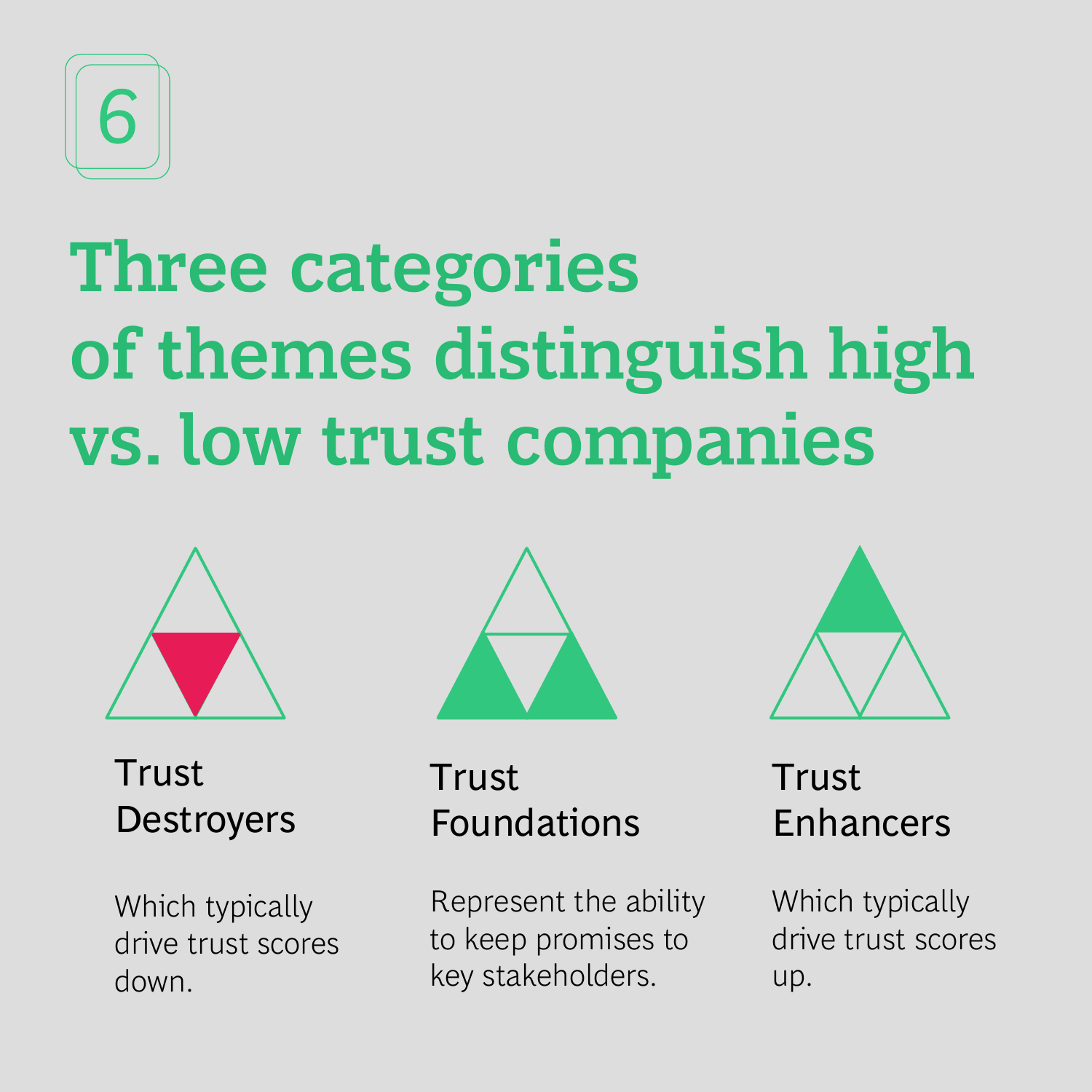6

# Three categories of themes distinguish high vs. low trust companies

### Trust Destroyers

Which typically drive trust scores down.

### Trust Foundations

Represent the ability to keep promises to key stakeholders.

### Trust Enhancers

Which typically drive trust scores up.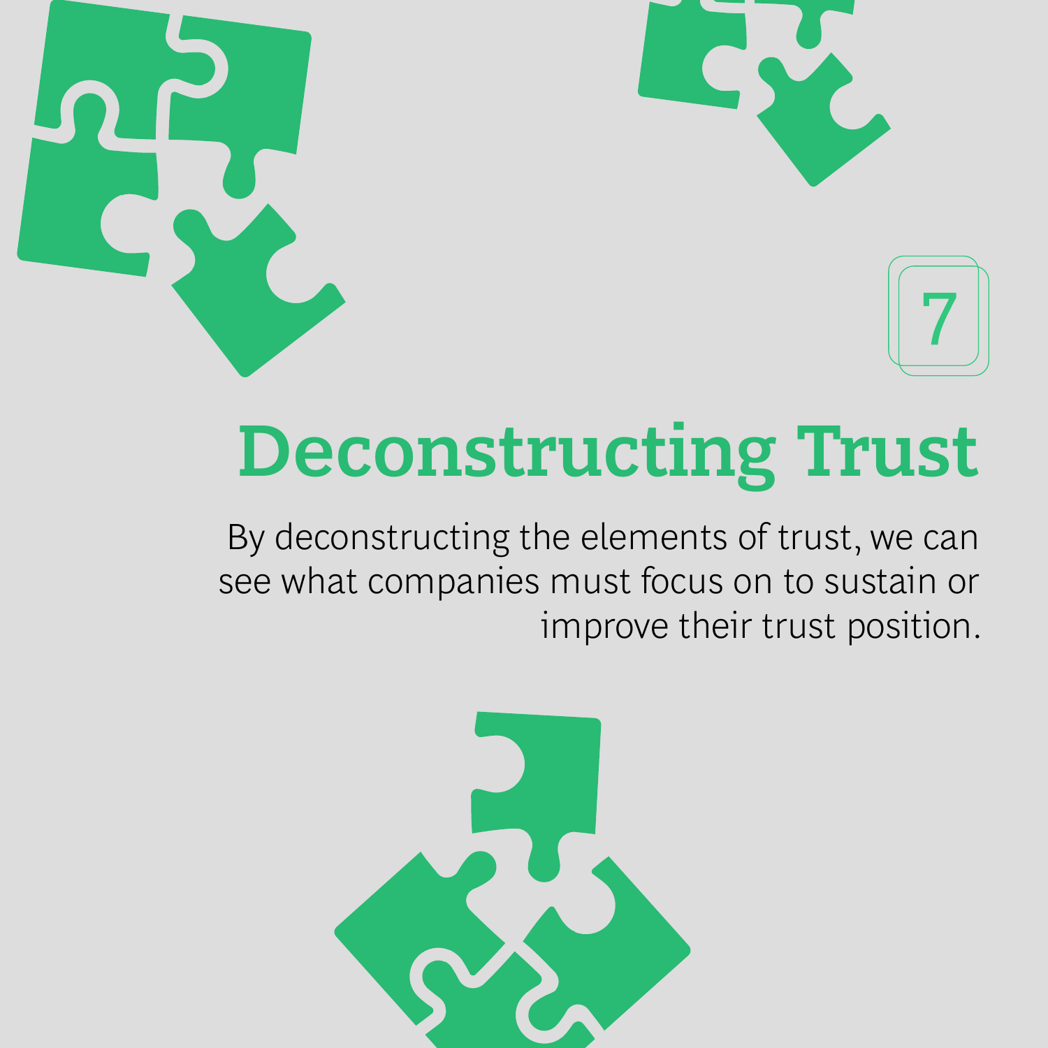7

# Deconstructing Trust

By deconstructing the elements of trust, we can see what companies must focus on to sustain or improve their trust position.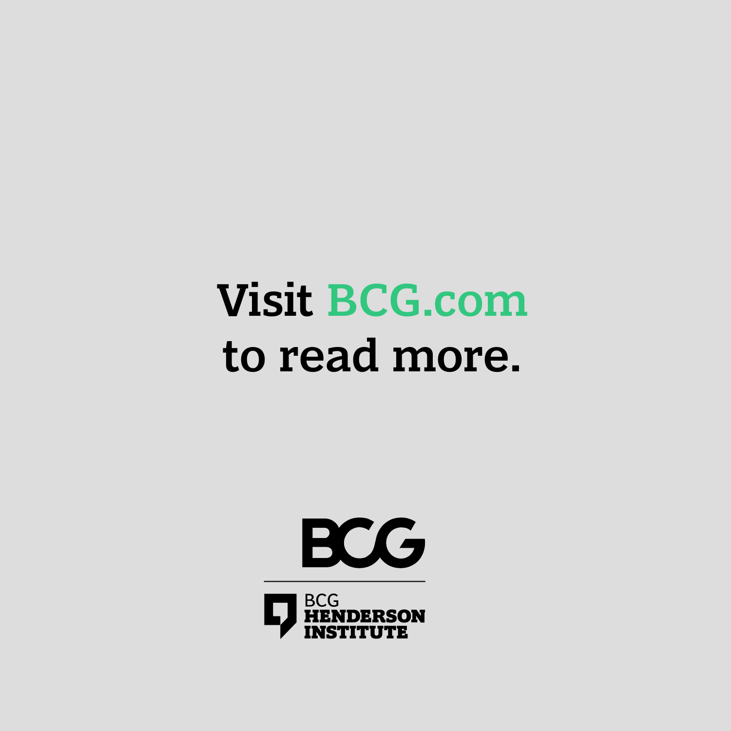Visit BCG.com
to read more.

BCG

BCG
HENDERSON
INSTITUTE